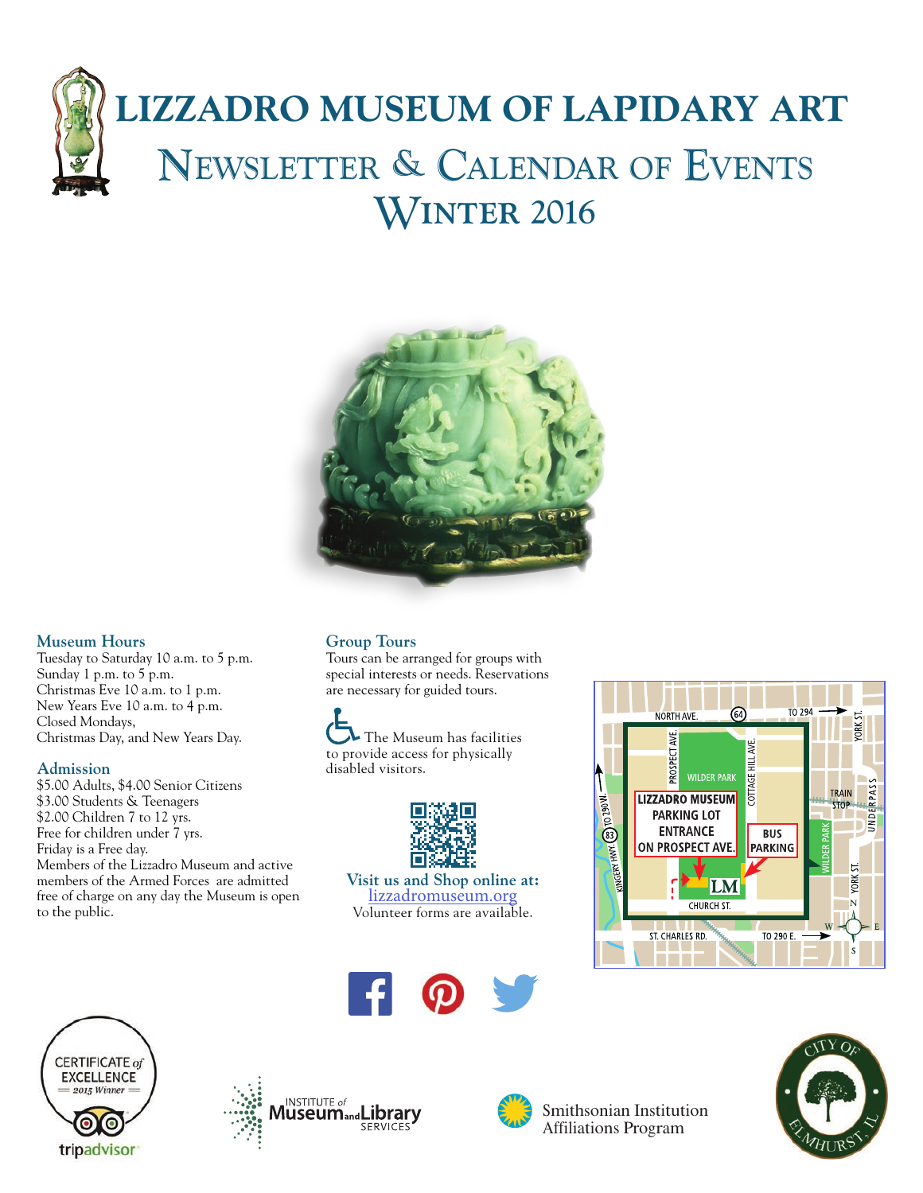# LIZZADRO MUSEUM OF LAPIDARY ART

## Newsletter & Calendar of Events

## Winter 2016

### Museum Hours

Tuesday to Saturday 10 a.m. to 5 p.m.
Sunday 1 p.m. to 5 p.m.
Christmas Eve 10 a.m. to 1 p.m.
New Years Eve 10 a.m. to 4 p.m.
Closed Mondays,
Christmas Day, and New Years Day.

### Admission

$5.00 Adults, $4.00 Senior Citizens
$3.00 Students & Teenagers
$2.00 Children 7 to 12 yrs.
Free for children under 7 yrs.
Friday is a Free day.
Members of the Lizzadro Museum and active members of the Armed Forces are admitted free of charge on any day the Museum is open to the public.

### Group Tours

Tours can be arranged for groups with special interests or needs. Reservations are necessary for guided tours.

The Museum has facilities to provide access for physically disabled visitors.

**Visit us and Shop online at:**
lizzadromuseum.org
Volunteer forms are available.

LIZZADRO MUSEUM PARKING LOT ENTRANCE ON PROSPECT AVE.

BUS PARKING

NORTH AVE. | TO 294 | YORK ST. | PROSPECT AVE. | COTTAGE HILL AVE. | WILDER PARK | TRAIN STOP | UNDERPASS | KINGERY HWY. 83 TO 290 W. | CHURCH ST. | ST. CHARLES RD. | TO 290 E. | LM

CERTIFICATE of EXCELLENCE — 2015 Winner — tripadvisor

INSTITUTE of Museum and Library SERVICES

Smithsonian Institution Affiliations Program

CITY OF ELMHURST, IL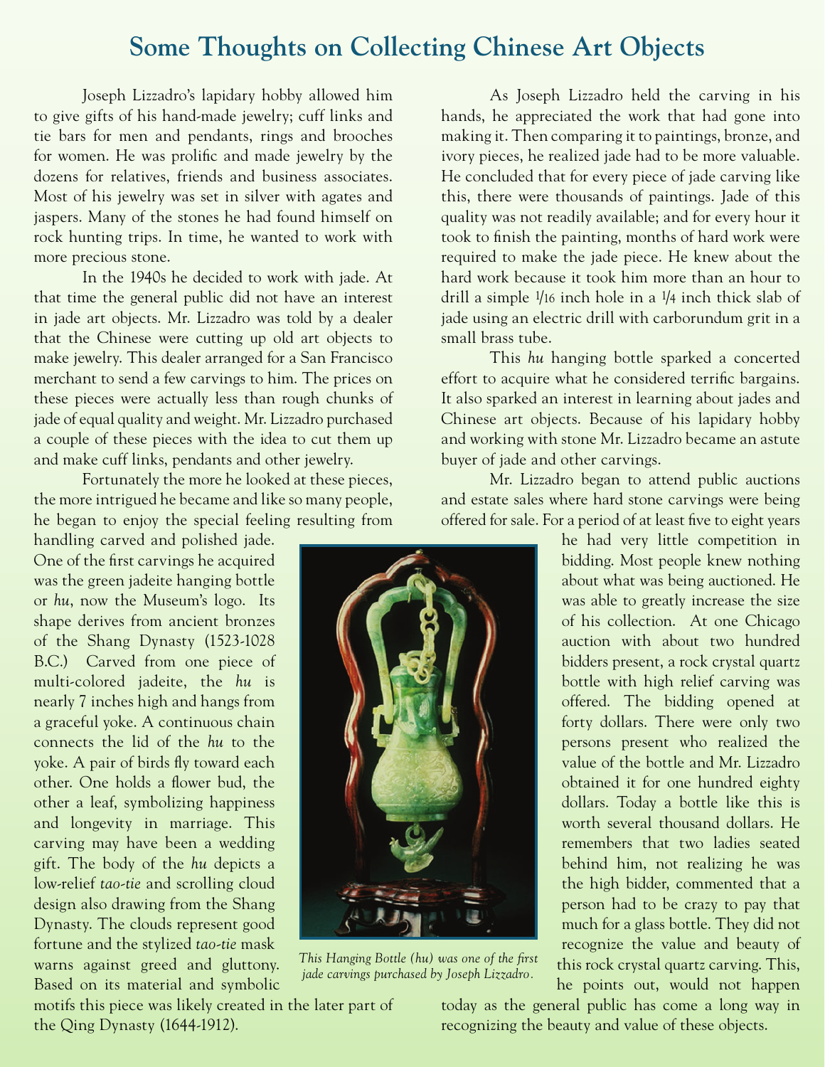# Some Thoughts on Collecting Chinese Art Objects

Joseph Lizzadro's lapidary hobby allowed him to give gifts of his hand-made jewelry; cuff links and tie bars for men and pendants, rings and brooches for women. He was prolific and made jewelry by the dozens for relatives, friends and business associates. Most of his jewelry was set in silver with agates and jaspers. Many of the stones he had found himself on rock hunting trips. In time, he wanted to work with more precious stone.

In the 1940s he decided to work with jade. At that time the general public did not have an interest in jade art objects. Mr. Lizzadro was told by a dealer that the Chinese were cutting up old art objects to make jewelry. This dealer arranged for a San Francisco merchant to send a few carvings to him. The prices on these pieces were actually less than rough chunks of jade of equal quality and weight. Mr. Lizzadro purchased a couple of these pieces with the idea to cut them up and make cuff links, pendants and other jewelry.

Fortunately the more he looked at these pieces, the more intrigued he became and like so many people, he began to enjoy the special feeling resulting from handling carved and polished jade. One of the first carvings he acquired was the green jadeite hanging bottle or *hu*, now the Museum's logo. Its shape derives from ancient bronzes of the Shang Dynasty (1523-1028 B.C.) Carved from one piece of multi-colored jadeite, the *hu* is nearly 7 inches high and hangs from a graceful yoke. A continuous chain connects the lid of the *hu* to the yoke. A pair of birds fly toward each other. One holds a flower bud, the other a leaf, symbolizing happiness and longevity in marriage. This carving may have been a wedding gift. The body of the *hu* depicts a low-relief *tao-tie* and scrolling cloud design also drawing from the Shang Dynasty. The clouds represent good fortune and the stylized *tao-tie* mask warns against greed and gluttony. Based on its material and symbolic motifs this piece was likely created in the later part of the Qing Dynasty (1644-1912).

*This Hanging Bottle (hu) was one of the first jade carvings purchased by Joseph Lizzadro.*

As Joseph Lizzadro held the carving in his hands, he appreciated the work that had gone into making it. Then comparing it to paintings, bronze, and ivory pieces, he realized jade had to be more valuable. He concluded that for every piece of jade carving like this, there were thousands of paintings. Jade of this quality was not readily available; and for every hour it took to finish the painting, months of hard work were required to make the jade piece. He knew about the hard work because it took him more than an hour to drill a simple 1/16 inch hole in a 1/4 inch thick slab of jade using an electric drill with carborundum grit in a small brass tube.

This *hu* hanging bottle sparked a concerted effort to acquire what he considered terrific bargains. It also sparked an interest in learning about jades and Chinese art objects. Because of his lapidary hobby and working with stone Mr. Lizzadro became an astute buyer of jade and other carvings.

Mr. Lizzadro began to attend public auctions and estate sales where hard stone carvings were being offered for sale. For a period of at least five to eight years he had very little competition in bidding. Most people knew nothing about what was being auctioned. He was able to greatly increase the size of his collection. At one Chicago auction with about two hundred bidders present, a rock crystal quartz bottle with high relief carving was offered. The bidding opened at forty dollars. There were only two persons present who realized the value of the bottle and Mr. Lizzadro obtained it for one hundred eighty dollars. Today a bottle like this is worth several thousand dollars. He remembers that two ladies seated behind him, not realizing he was the high bidder, commented that a person had to be crazy to pay that much for a glass bottle. They did not recognize the value and beauty of this rock crystal quartz carving. This, he points out, would not happen today as the general public has come a long way in recognizing the beauty and value of these objects.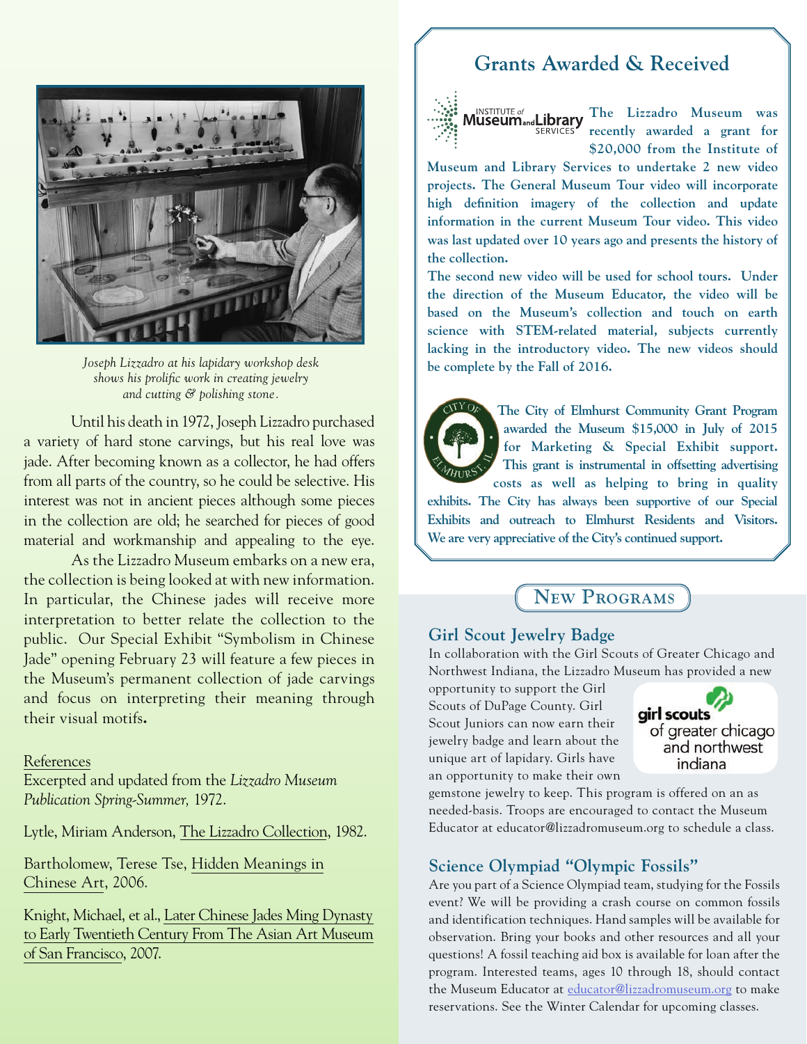*Joseph Lizzadro at his lapidary workshop desk shows his prolific work in creating jewelry and cutting & polishing stone.*

Until his death in 1972, Joseph Lizzadro purchased a variety of hard stone carvings, but his real love was jade. After becoming known as a collector, he had offers from all parts of the country, so he could be selective. His interest was not in ancient pieces although some pieces in the collection are old; he searched for pieces of good material and workmanship and appealing to the eye.

As the Lizzadro Museum embarks on a new era, the collection is being looked at with new information. In particular, the Chinese jades will receive more interpretation to better relate the collection to the public. Our Special Exhibit "Symbolism in Chinese Jade" opening February 23 will feature a few pieces in the Museum's permanent collection of jade carvings and focus on interpreting their meaning through their visual motifs**.**

References

Excerpted and updated from the *Lizzadro Museum Publication Spring-Summer,* 1972.

Lytle, Miriam Anderson, The Lizzadro Collection, 1982.

Bartholomew, Terese Tse, Hidden Meanings in Chinese Art, 2006.

Knight, Michael, et al., Later Chinese Jades Ming Dynasty to Early Twentieth Century From The Asian Art Museum of San Francisco, 2007.

## Grants Awarded & Received

**The Lizzadro Museum was recently awarded a grant for $20,000 from the Institute of Museum and Library Services to undertake 2 new video projects. The General Museum Tour video will incorporate high definition imagery of the collection and update information in the current Museum Tour video. This video was last updated over 10 years ago and presents the history of the collection.**

**The second new video will be used for school tours. Under the direction of the Museum Educator, the video will be based on the Museum's collection and touch on earth science with STEM-related material, subjects currently lacking in the introductory video. The new videos should be complete by the Fall of 2016.**

**The City of Elmhurst Community Grant Program awarded the Museum $15,000 in July of 2015 for Marketing & Special Exhibit support. This grant is instrumental in offsetting advertising costs as well as helping to bring in quality exhibits. The City has always been supportive of our Special Exhibits and outreach to Elmhurst Residents and Visitors. We are very appreciative of the City's continued support.**

## New Programs

### Girl Scout Jewelry Badge

In collaboration with the Girl Scouts of Greater Chicago and Northwest Indiana, the Lizzadro Museum has provided a new opportunity to support the Girl Scouts of DuPage County. Girl Scout Juniors can now earn their jewelry badge and learn about the unique art of lapidary. Girls have an opportunity to make their own gemstone jewelry to keep. This program is offered on an as needed-basis. Troops are encouraged to contact the Museum Educator at educator@lizzadromuseum.org to schedule a class.

### Science Olympiad "Olympic Fossils"

Are you part of a Science Olympiad team, studying for the Fossils event? We will be providing a crash course on common fossils and identification techniques. Hand samples will be available for observation. Bring your books and other resources and all your questions! A fossil teaching aid box is available for loan after the program. Interested teams, ages 10 through 18, should contact the Museum Educator at educator@lizzadromuseum.org to make reservations. See the Winter Calendar for upcoming classes.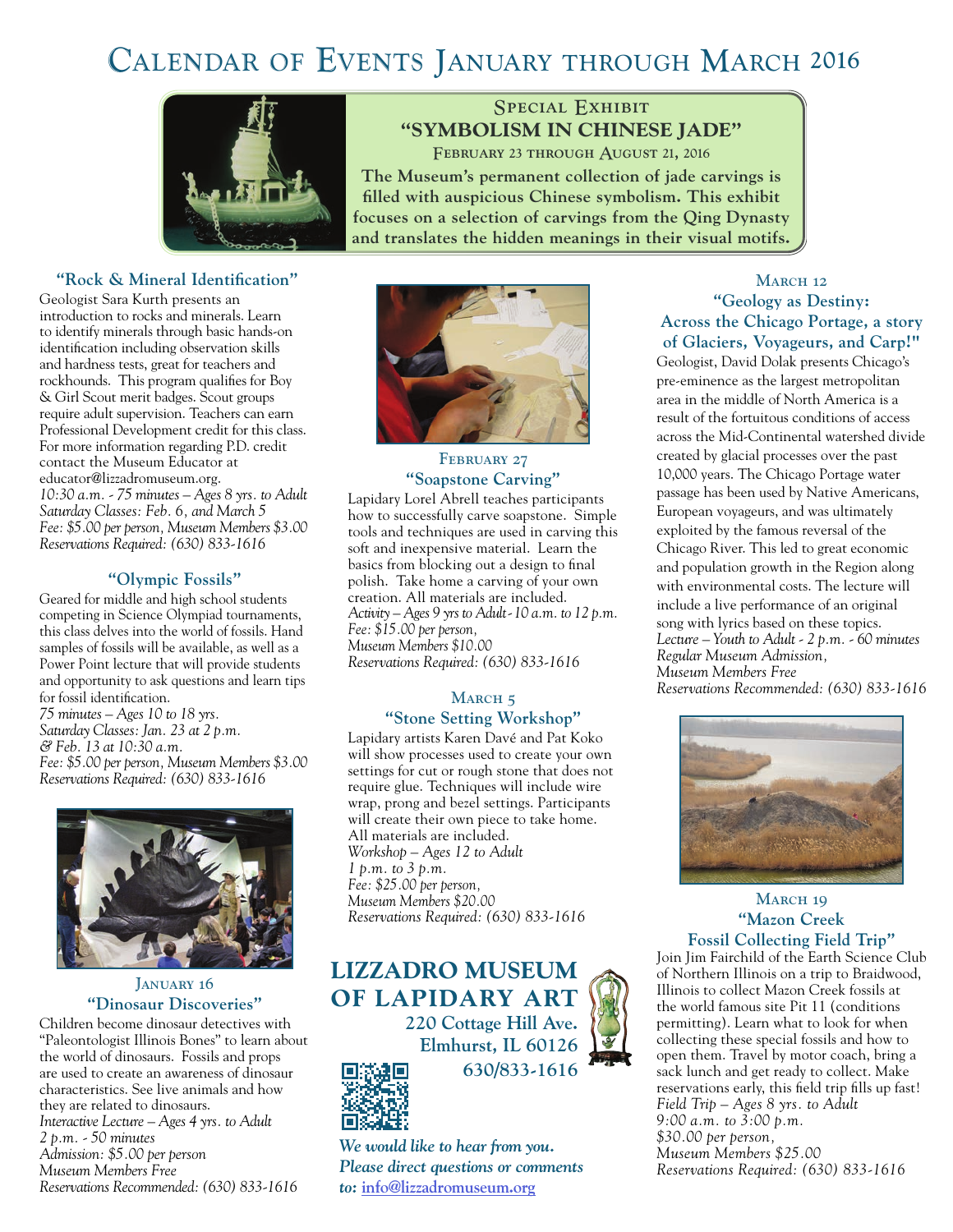# Calendar of Events January through March 2016

## Special Exhibit
## "SYMBOLISM IN CHINESE JADE"
**February 23 through August 21, 2016**

**The Museum's permanent collection of jade carvings is filled with auspicious Chinese symbolism. This exhibit focuses on a selection of carvings from the Qing Dynasty and translates the hidden meanings in their visual motifs.**

### "Rock & Mineral Identification"
Geologist Sara Kurth presents an introduction to rocks and minerals. Learn to identify minerals through basic hands-on identification including observation skills and hardness tests, great for teachers and rockhounds. This program qualifies for Boy & Girl Scout merit badges. Scout groups require adult supervision. Teachers can earn Professional Development credit for this class. For more information regarding P.D. credit contact the Museum Educator at educator@lizzadromuseum.org.
*10:30 a.m. - 75 minutes – Ages 8 yrs. to Adult*
*Saturday Classes: Feb. 6, and March 5*
*Fee: $5.00 per person, Museum Members $3.00*
*Reservations Required: (630) 833-1616*

### "Olympic Fossils"
Geared for middle and high school students competing in Science Olympiad tournaments, this class delves into the world of fossils. Hand samples of fossils will be available, as well as a Power Point lecture that will provide students and opportunity to ask questions and learn tips for fossil identification.
*75 minutes – Ages 10 to 18 yrs.*
*Saturday Classes: Jan. 23 at 2 p.m. & Feb. 13 at 10:30 a.m.*
*Fee: $5.00 per person, Museum Members $3.00*
*Reservations Required: (630) 833-1616*

### January 16
### "Dinosaur Discoveries"
Children become dinosaur detectives with "Paleontologist Illinois Bones" to learn about the world of dinosaurs. Fossils and props are used to create an awareness of dinosaur characteristics. See live animals and how they are related to dinosaurs.
*Interactive Lecture – Ages 4 yrs. to Adult*
*2 p.m. - 50 minutes*
*Admission: $5.00 per person*
*Museum Members Free*
*Reservations Recommended: (630) 833-1616*

### February 27
### "Soapstone Carving"
Lapidary Lorel Abrell teaches participants how to successfully carve soapstone. Simple tools and techniques are used in carving this soft and inexpensive material. Learn the basics from blocking out a design to final polish. Take home a carving of your own creation. All materials are included.
*Activity – Ages 9 yrs to Adult - 10 a.m. to 12 p.m.*
*Fee: $15.00 per person,*
*Museum Members $10.00*
*Reservations Required: (630) 833-1616*

### March 5
### "Stone Setting Workshop"
Lapidary artists Karen Davé and Pat Koko will show processes used to create your own settings for cut or rough stone that does not require glue. Techniques will include wire wrap, prong and bezel settings. Participants will create their own piece to take home. All materials are included.
*Workshop – Ages 12 to Adult*
*1 p.m. to 3 p.m.*
*Fee: $25.00 per person,*
*Museum Members $20.00*
*Reservations Required: (630) 833-1616*

## LIZZADRO MUSEUM OF LAPIDARY ART
**220 Cottage Hill Ave.**
**Elmhurst, IL 60126**
**630/833-1616**

***We would like to hear from you. Please direct questions or comments to:* info@lizzadromuseum.org**

### March 12
### "Geology as Destiny: Across the Chicago Portage, a story of Glaciers, Voyageurs, and Carp!"
Geologist, David Dolak presents Chicago's pre-eminence as the largest metropolitan area in the middle of North America is a result of the fortuitous conditions of access across the Mid-Continental watershed divide created by glacial processes over the past 10,000 years. The Chicago Portage water passage has been used by Native Americans, European voyageurs, and was ultimately exploited by the famous reversal of the Chicago River. This led to great economic and population growth in the Region along with environmental costs. The lecture will include a live performance of an original song with lyrics based on these topics.
*Lecture – Youth to Adult - 2 p.m. - 60 minutes*
*Regular Museum Admission,*
*Museum Members Free*
*Reservations Recommended: (630) 833-1616*

### March 19
### "Mazon Creek Fossil Collecting Field Trip"
Join Jim Fairchild of the Earth Science Club of Northern Illinois on a trip to Braidwood, Illinois to collect Mazon Creek fossils at the world famous site Pit 11 (conditions permitting). Learn what to look for when collecting these special fossils and how to open them. Travel by motor coach, bring a sack lunch and get ready to collect. Make reservations early, this field trip fills up fast!
*Field Trip – Ages 8 yrs. to Adult*
*9:00 a.m. to 3:00 p.m.*
*$30.00 per person,*
*Museum Members $25.00*
*Reservations Required: (630) 833-1616*